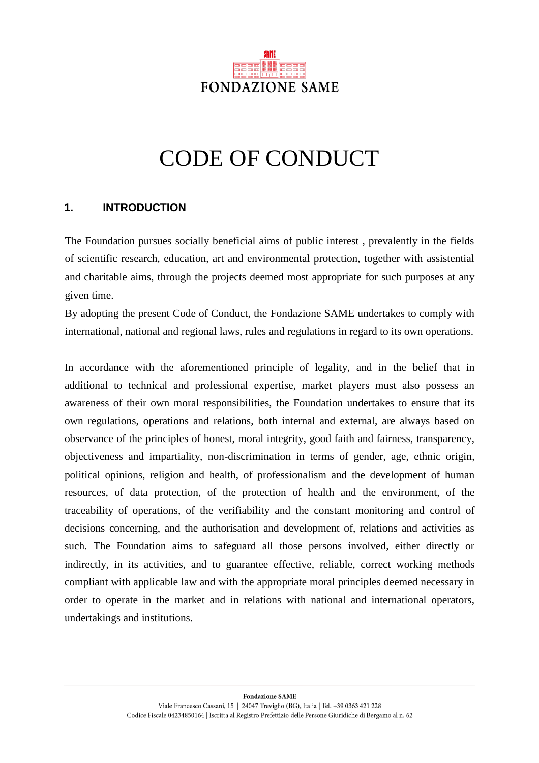FONDAZIONE SAME

# CODE OF CONDUCT

## 1. INTRODUCTION

The Foundation pursues socially beneficial aims of public interest , prevalently in the fields of scientific research, education, art and environmental protection, together with assistential and charitable aims, through the projects deemed most appropriate for such purposes at any given time.

By adopting the present Code of Conduct, the Fondazione SAME undertakes to comply with international, national and regional laws, rules and regulations in regard to its own operations.

In accordance with the aforementioned principle of legality, and in the belief that in additional to technical and professional expertise, market players must also possess an awareness of their own moral responsibilities, the Foundation undertakes to ensure that its own regulations, operations and relations, both internal and external, are always based on observance of the principles of honest, moral integrity, good faith and fairness, transparency, objectiveness and impartiality, non-discrimination in terms of gender, age, ethnic origin, political opinions, religion and health, of professionalism and the development of human resources, of data protection, of the protection of health and the environment, of the traceability of operations, of the verifiability and the constant monitoring and control of decisions concerning, and the authorisation and development of, relations and activities as such. The Foundation aims to safeguard all those persons involved, either directly or indirectly, in its activities, and to guarantee effective, reliable, correct working methods compliant with applicable law and with the appropriate moral principles deemed necessary in order to operate in the market and in relations with national and international operators, undertakings and institutions.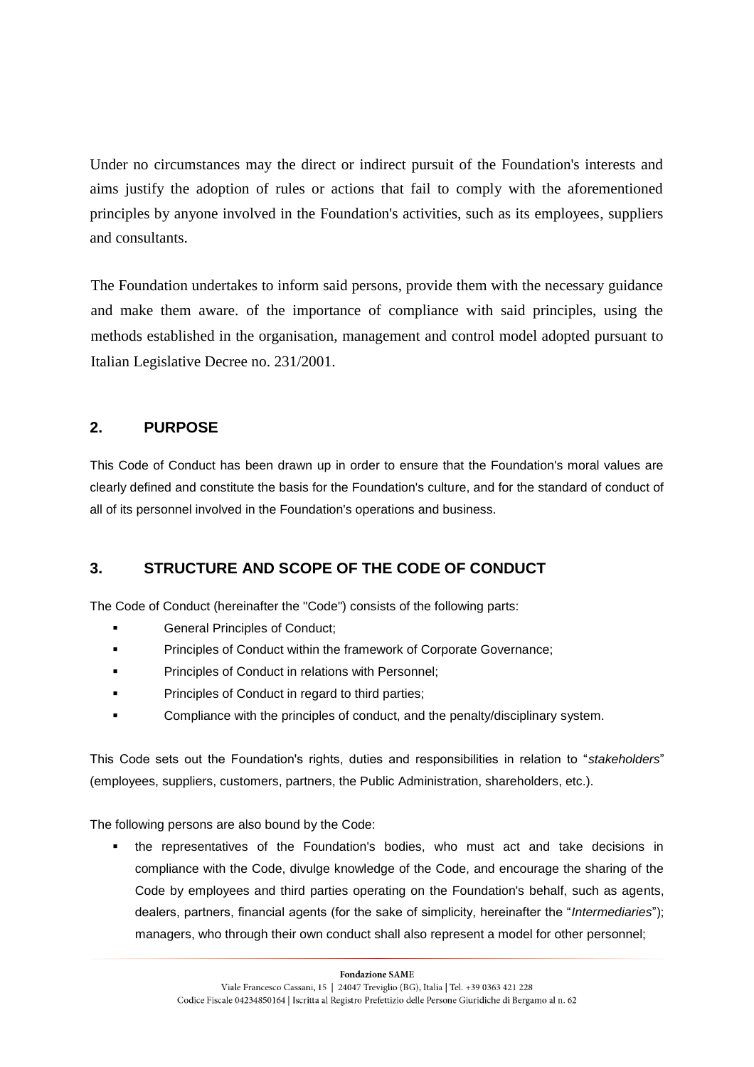Under no circumstances may the direct or indirect pursuit of the Foundation's interests and aims justify the adoption of rules or actions that fail to comply with the aforementioned principles by anyone involved in the Foundation's activities, such as its employees, suppliers and consultants.

The Foundation undertakes to inform said persons, provide them with the necessary guidance and make them aware. of the importance of compliance with said principles, using the methods established in the organisation, management and control model adopted pursuant to Italian Legislative Decree no. 231/2001.

## 2. PURPOSE

This Code of Conduct has been drawn up in order to ensure that the Foundation's moral values are clearly defined and constitute the basis for the Foundation's culture, and for the standard of conduct of all of its personnel involved in the Foundation's operations and business.

## 3. STRUCTURE AND SCOPE OF THE CODE OF CONDUCT

The Code of Conduct (hereinafter the "Code") consists of the following parts:

- General Principles of Conduct;
- Principles of Conduct within the framework of Corporate Governance;
- Principles of Conduct in relations with Personnel;
- Principles of Conduct in regard to third parties;
- Compliance with the principles of conduct, and the penalty/disciplinary system.

This Code sets out the Foundation's rights, duties and responsibilities in relation to "*stakeholders*" (employees, suppliers, customers, partners, the Public Administration, shareholders, etc.).

The following persons are also bound by the Code:

- the representatives of the Foundation's bodies, who must act and take decisions in compliance with the Code, divulge knowledge of the Code, and encourage the sharing of the Code by employees and third parties operating on the Foundation's behalf, such as agents, dealers, partners, financial agents (for the sake of simplicity, hereinafter the "*Intermediaries*"); managers, who through their own conduct shall also represent a model for other personnel;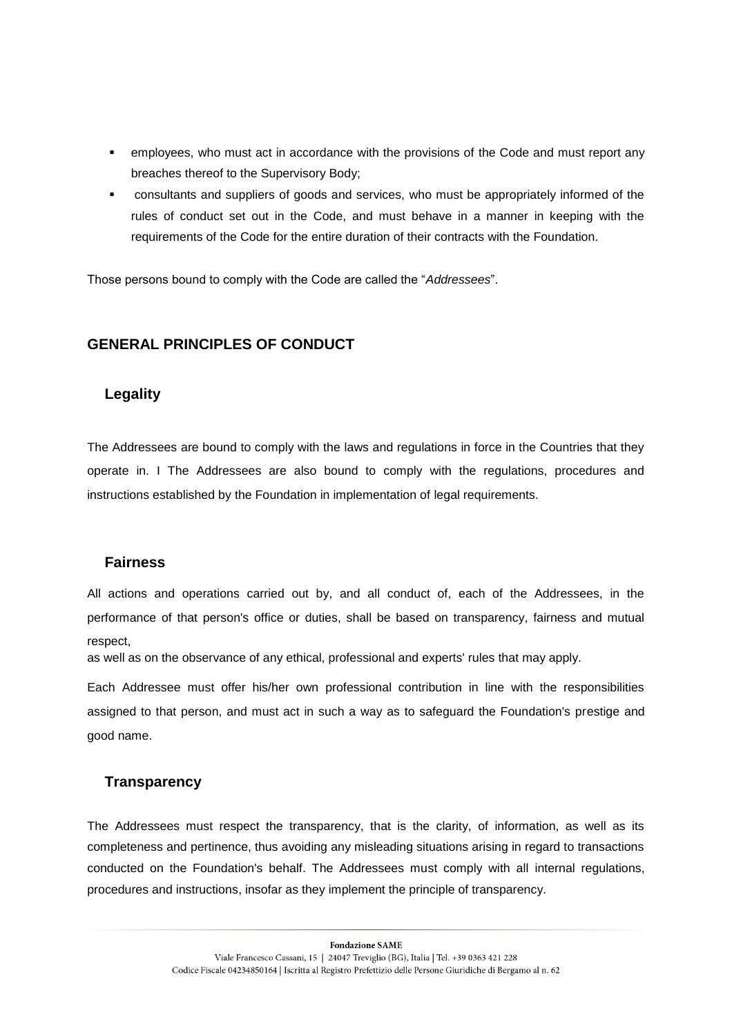- employees, who must act in accordance with the provisions of the Code and must report any breaches thereof to the Supervisory Body;
- consultants and suppliers of goods and services, who must be appropriately informed of the rules of conduct set out in the Code, and must behave in a manner in keeping with the requirements of the Code for the entire duration of their contracts with the Foundation.

Those persons bound to comply with the Code are called the "*Addressees*".

## GENERAL PRINCIPLES OF CONDUCT

### Legality

The Addressees are bound to comply with the laws and regulations in force in the Countries that they operate in. I The Addressees are also bound to comply with the regulations, procedures and instructions established by the Foundation in implementation of legal requirements.

### Fairness

All actions and operations carried out by, and all conduct of, each of the Addressees, in the performance of that person's office or duties, shall be based on transparency, fairness and mutual respect,
as well as on the observance of any ethical, professional and experts' rules that may apply.

Each Addressee must offer his/her own professional contribution in line with the responsibilities assigned to that person, and must act in such a way as to safeguard the Foundation's prestige and good name.

### Transparency

The Addressees must respect the transparency, that is the clarity, of information, as well as its completeness and pertinence, thus avoiding any misleading situations arising in regard to transactions conducted on the Foundation's behalf. The Addressees must comply with all internal regulations, procedures and instructions, insofar as they implement the principle of transparency.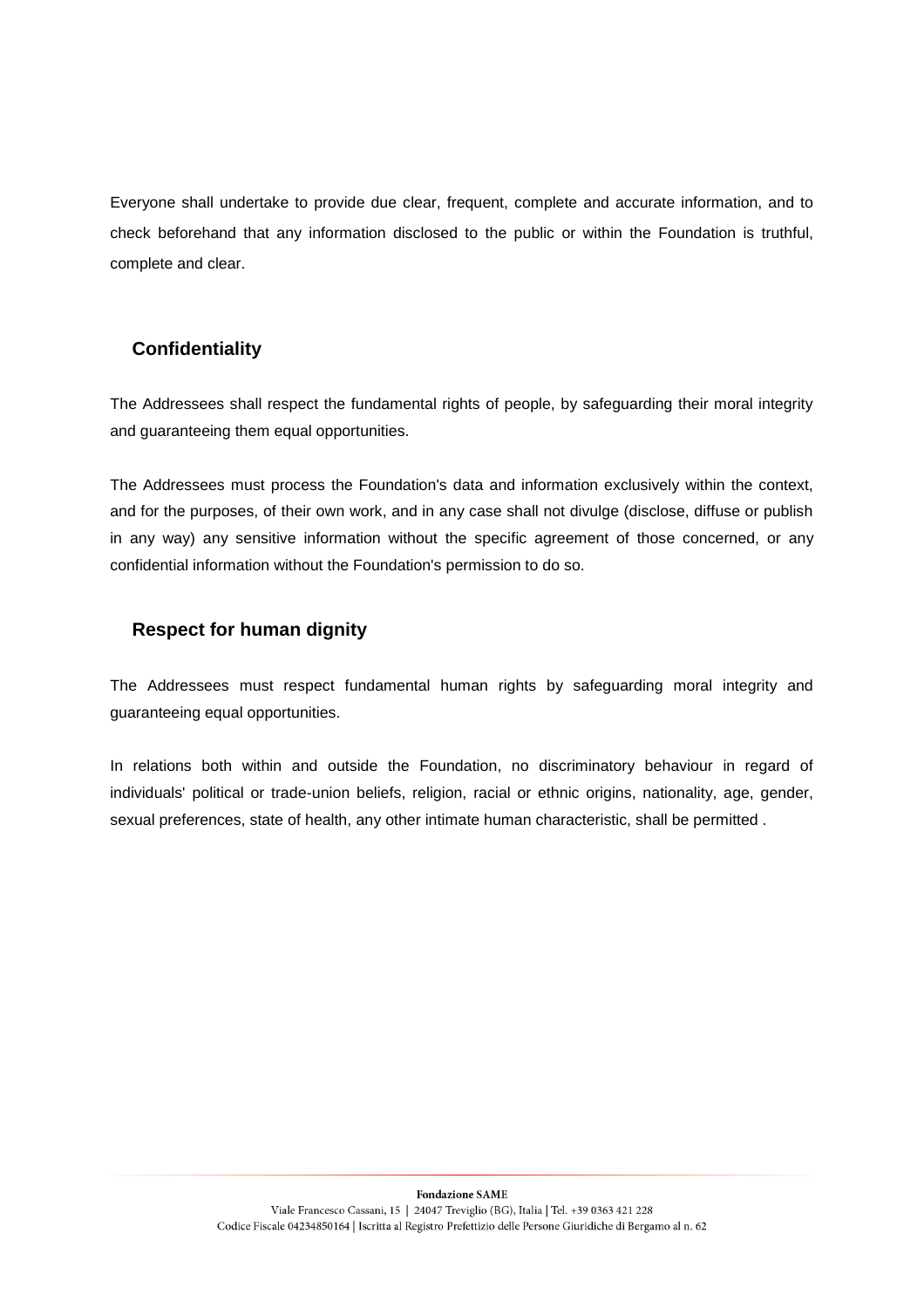Everyone shall undertake to provide due clear, frequent, complete and accurate information, and to check beforehand that any information disclosed to the public or within the Foundation is truthful, complete and clear.

## Confidentiality

The Addressees shall respect the fundamental rights of people, by safeguarding their moral integrity and guaranteeing them equal opportunities.

The Addressees must process the Foundation's data and information exclusively within the context, and for the purposes, of their own work, and in any case shall not divulge (disclose, diffuse or publish in any way) any sensitive information without the specific agreement of those concerned, or any confidential information without the Foundation's permission to do so.

## Respect for human dignity

The Addressees must respect fundamental human rights by safeguarding moral integrity and guaranteeing equal opportunities.

In relations both within and outside the Foundation, no discriminatory behaviour in regard of individuals' political or trade-union beliefs, religion, racial or ethnic origins, nationality, age, gender, sexual preferences, state of health, any other intimate human characteristic, shall be permitted .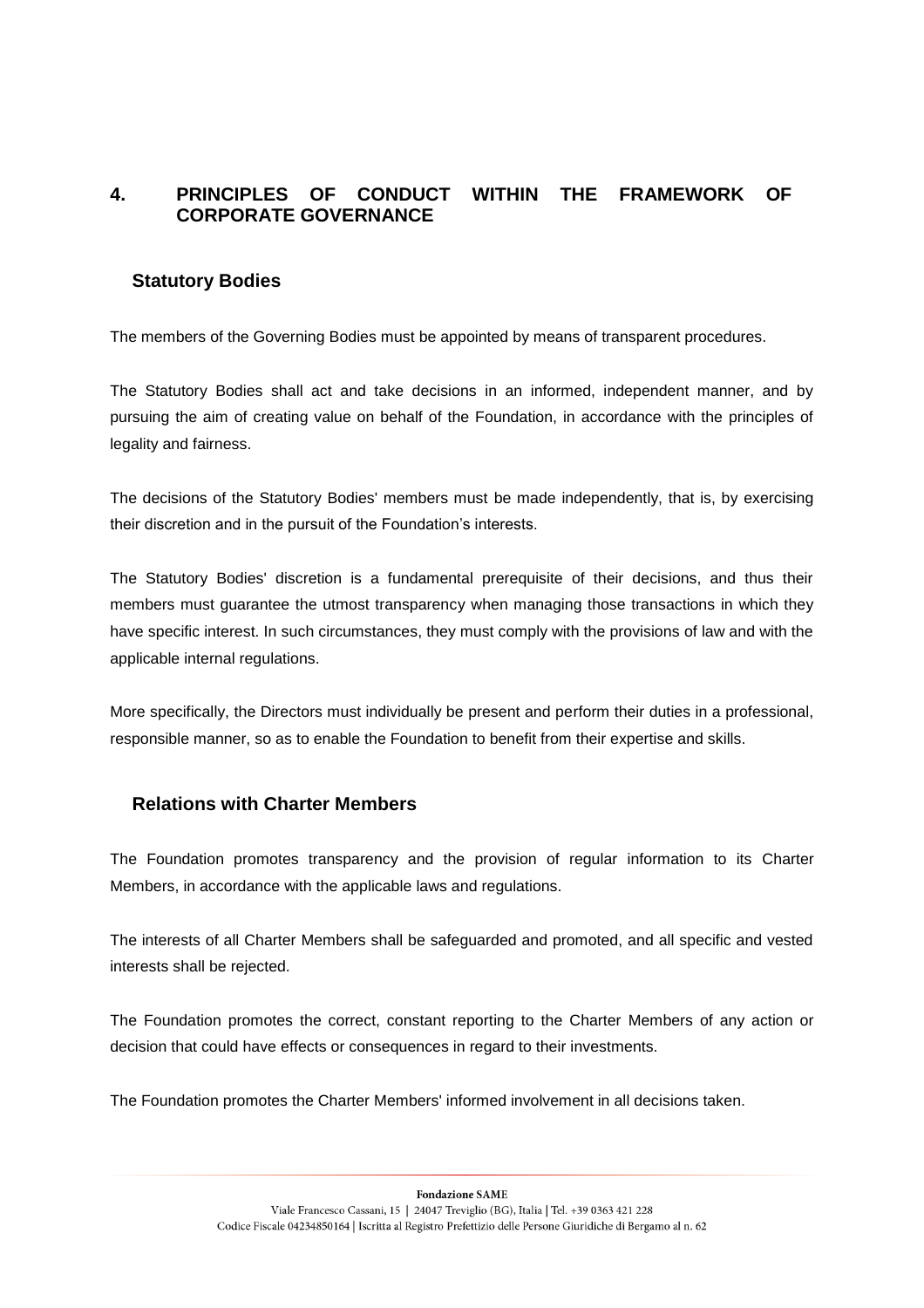## 4. PRINCIPLES OF CONDUCT WITHIN THE FRAMEWORK OF CORPORATE GOVERNANCE

### Statutory Bodies

The members of the Governing Bodies must be appointed by means of transparent procedures.

The Statutory Bodies shall act and take decisions in an informed, independent manner, and by pursuing the aim of creating value on behalf of the Foundation, in accordance with the principles of legality and fairness.

The decisions of the Statutory Bodies' members must be made independently, that is, by exercising their discretion and in the pursuit of the Foundation's interests.

The Statutory Bodies' discretion is a fundamental prerequisite of their decisions, and thus their members must guarantee the utmost transparency when managing those transactions in which they have specific interest. In such circumstances, they must comply with the provisions of law and with the applicable internal regulations.

More specifically, the Directors must individually be present and perform their duties in a professional, responsible manner, so as to enable the Foundation to benefit from their expertise and skills.

### Relations with Charter Members

The Foundation promotes transparency and the provision of regular information to its Charter Members, in accordance with the applicable laws and regulations.

The interests of all Charter Members shall be safeguarded and promoted, and all specific and vested interests shall be rejected.

The Foundation promotes the correct, constant reporting to the Charter Members of any action or decision that could have effects or consequences in regard to their investments.

The Foundation promotes the Charter Members' informed involvement in all decisions taken.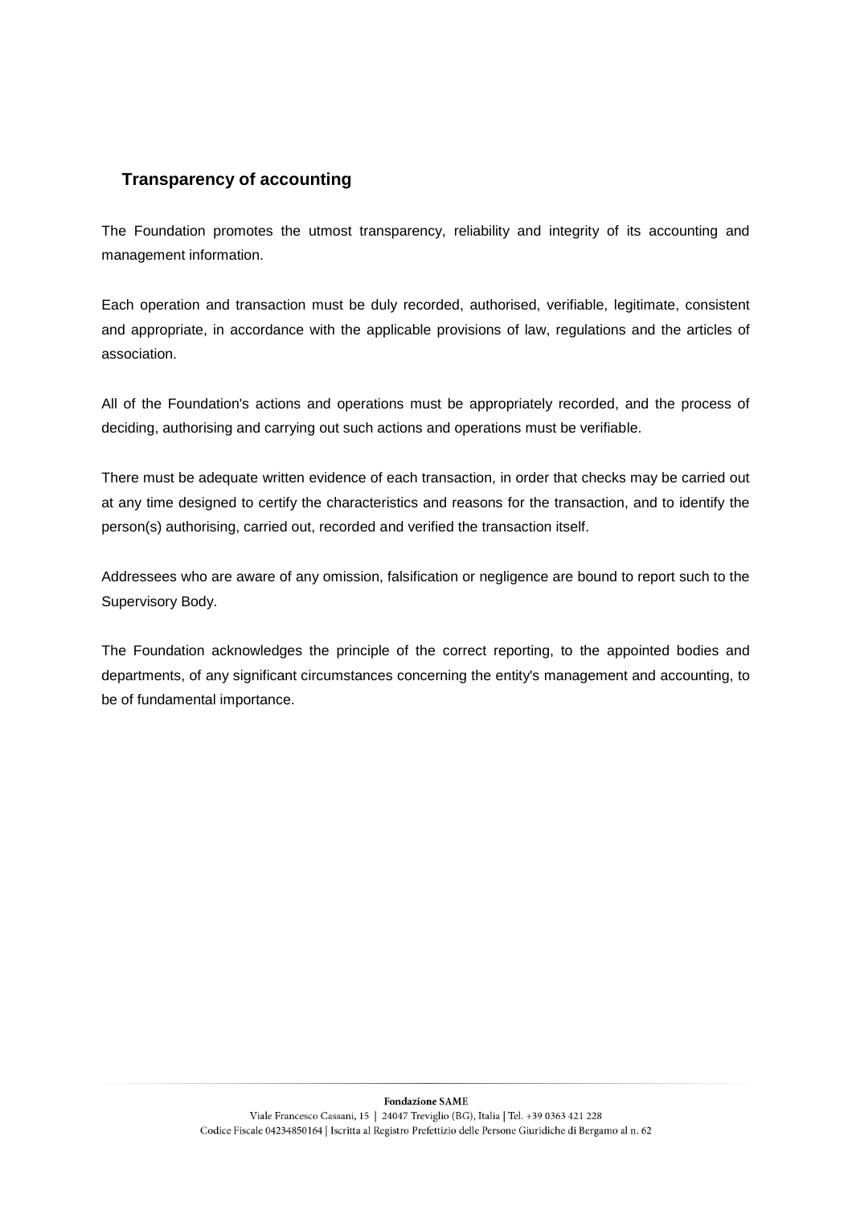## Transparency of accounting

The Foundation promotes the utmost transparency, reliability and integrity of its accounting and management information.

Each operation and transaction must be duly recorded, authorised, verifiable, legitimate, consistent and appropriate, in accordance with the applicable provisions of law, regulations and the articles of association.

All of the Foundation's actions and operations must be appropriately recorded, and the process of deciding, authorising and carrying out such actions and operations must be verifiable.

There must be adequate written evidence of each transaction, in order that checks may be carried out at any time designed to certify the characteristics and reasons for the transaction, and to identify the person(s) authorising, carried out, recorded and verified the transaction itself.

Addressees who are aware of any omission, falsification or negligence are bound to report such to the Supervisory Body.

The Foundation acknowledges the principle of the correct reporting, to the appointed bodies and departments, of any significant circumstances concerning the entity's management and accounting, to be of fundamental importance.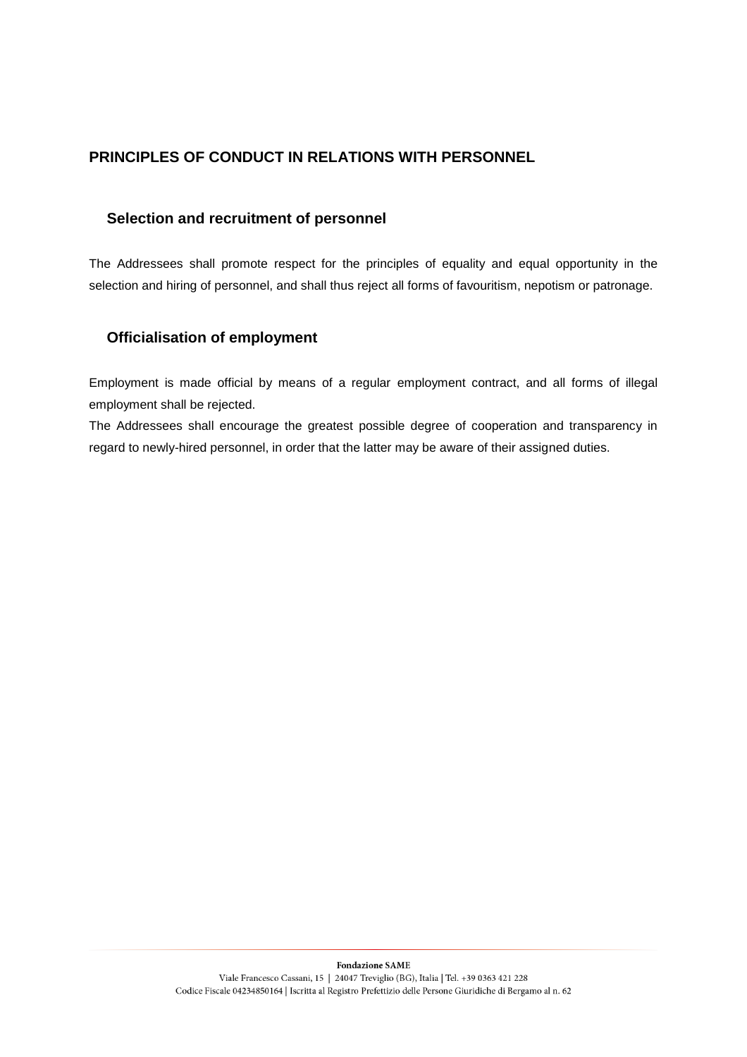## PRINCIPLES OF CONDUCT IN RELATIONS WITH PERSONNEL

### Selection and recruitment of personnel

The Addressees shall promote respect for the principles of equality and equal opportunity in the selection and hiring of personnel, and shall thus reject all forms of favouritism, nepotism or patronage.

### Officialisation of employment

Employment is made official by means of a regular employment contract, and all forms of illegal employment shall be rejected.
The Addressees shall encourage the greatest possible degree of cooperation and transparency in regard to newly-hired personnel, in order that the latter may be aware of their assigned duties.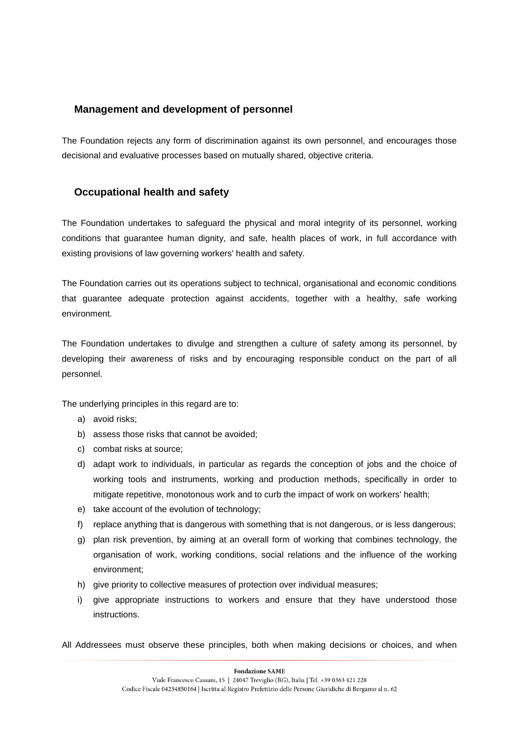## Management and development of personnel

The Foundation rejects any form of discrimination against its own personnel, and encourages those decisional and evaluative processes based on mutually shared, objective criteria.

## Occupational health and safety

The Foundation undertakes to safeguard the physical and moral integrity of its personnel, working conditions that guarantee human dignity, and safe, health places of work, in full accordance with existing provisions of law governing workers' health and safety.

The Foundation carries out its operations subject to technical, organisational and economic conditions that guarantee adequate protection against accidents, together with a healthy, safe working environment.

The Foundation undertakes to divulge and strengthen a culture of safety among its personnel, by developing their awareness of risks and by encouraging responsible conduct on the part of all personnel.

The underlying principles in this regard are to:

a) avoid risks;
b) assess those risks that cannot be avoided;
c) combat risks at source;
d) adapt work to individuals, in particular as regards the conception of jobs and the choice of working tools and instruments, working and production methods, specifically in order to mitigate repetitive, monotonous work and to curb the impact of work on workers' health;
e) take account of the evolution of technology;
f) replace anything that is dangerous with something that is not dangerous, or is less dangerous;
g) plan risk prevention, by aiming at an overall form of working that combines technology, the organisation of work, working conditions, social relations and the influence of the working environment;
h) give priority to collective measures of protection over individual measures;
i) give appropriate instructions to workers and ensure that they have understood those instructions.

All Addressees must observe these principles, both when making decisions or choices, and when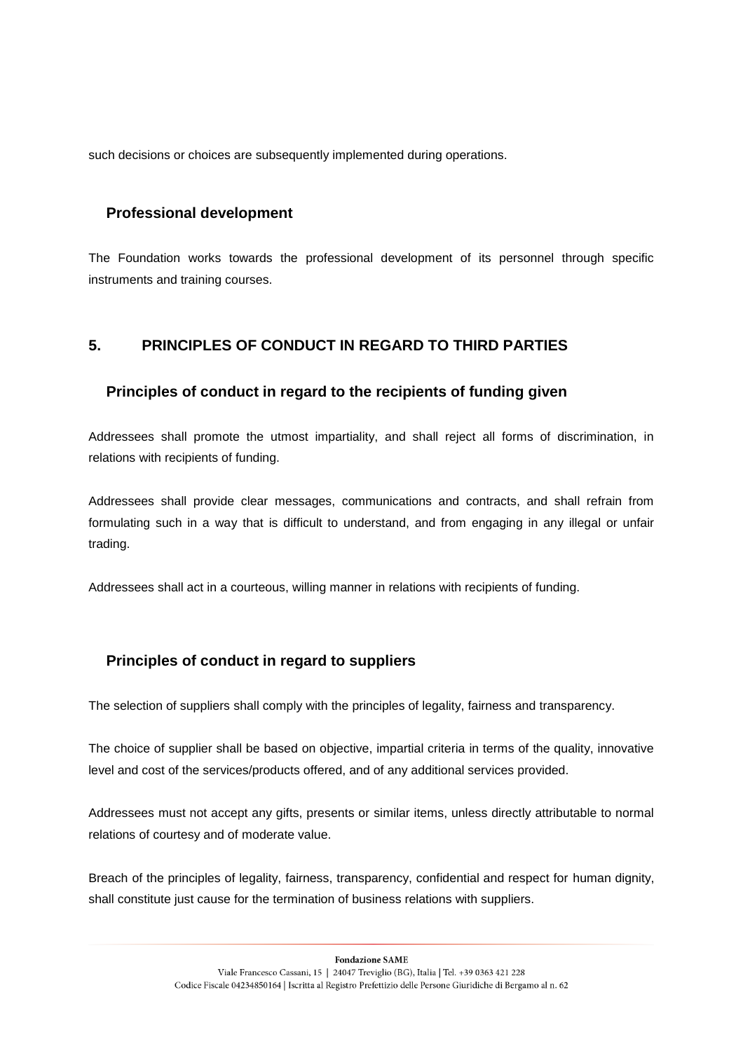such decisions or choices are subsequently implemented during operations.

### Professional development

The Foundation works towards the professional development of its personnel through specific instruments and training courses.

## 5. PRINCIPLES OF CONDUCT IN REGARD TO THIRD PARTIES

### Principles of conduct in regard to the recipients of funding given

Addressees shall promote the utmost impartiality, and shall reject all forms of discrimination, in relations with recipients of funding.

Addressees shall provide clear messages, communications and contracts, and shall refrain from formulating such in a way that is difficult to understand, and from engaging in any illegal or unfair trading.

Addressees shall act in a courteous, willing manner in relations with recipients of funding.

### Principles of conduct in regard to suppliers

The selection of suppliers shall comply with the principles of legality, fairness and transparency.

The choice of supplier shall be based on objective, impartial criteria in terms of the quality, innovative level and cost of the services/products offered, and of any additional services provided.

Addressees must not accept any gifts, presents or similar items, unless directly attributable to normal relations of courtesy and of moderate value.

Breach of the principles of legality, fairness, transparency, confidential and respect for human dignity, shall constitute just cause for the termination of business relations with suppliers.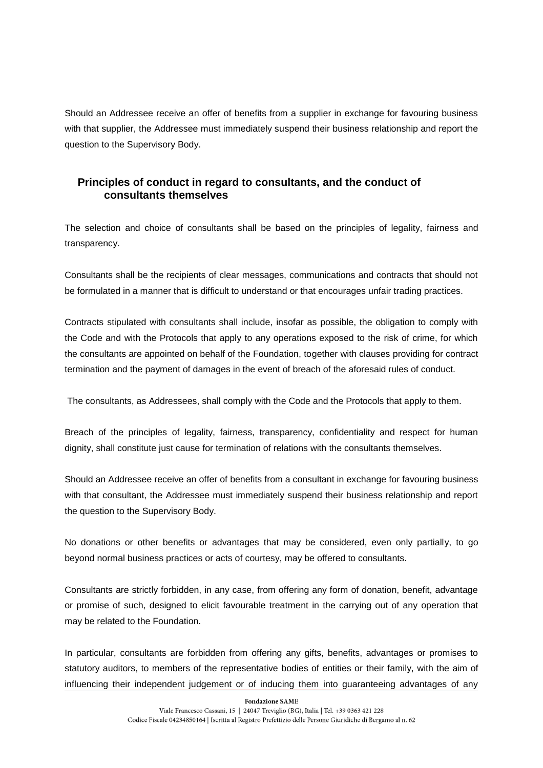Should an Addressee receive an offer of benefits from a supplier in exchange for favouring business with that supplier, the Addressee must immediately suspend their business relationship and report the question to the Supervisory Body.

### Principles of conduct in regard to consultants, and the conduct of consultants themselves

The selection and choice of consultants shall be based on the principles of legality, fairness and transparency.

Consultants shall be the recipients of clear messages, communications and contracts that should not be formulated in a manner that is difficult to understand or that encourages unfair trading practices.

Contracts stipulated with consultants shall include, insofar as possible, the obligation to comply with the Code and with the Protocols that apply to any operations exposed to the risk of crime, for which the consultants are appointed on behalf of the Foundation, together with clauses providing for contract termination and the payment of damages in the event of breach of the aforesaid rules of conduct.

The consultants, as Addressees, shall comply with the Code and the Protocols that apply to them.

Breach of the principles of legality, fairness, transparency, confidentiality and respect for human dignity, shall constitute just cause for termination of relations with the consultants themselves.

Should an Addressee receive an offer of benefits from a consultant in exchange for favouring business with that consultant, the Addressee must immediately suspend their business relationship and report the question to the Supervisory Body.

No donations or other benefits or advantages that may be considered, even only partially, to go beyond normal business practices or acts of courtesy, may be offered to consultants.

Consultants are strictly forbidden, in any case, from offering any form of donation, benefit, advantage or promise of such, designed to elicit favourable treatment in the carrying out of any operation that may be related to the Foundation.

In particular, consultants are forbidden from offering any gifts, benefits, advantages or promises to statutory auditors, to members of the representative bodies of entities or their family, with the aim of influencing their independent judgement or of inducing them into guaranteeing advantages of any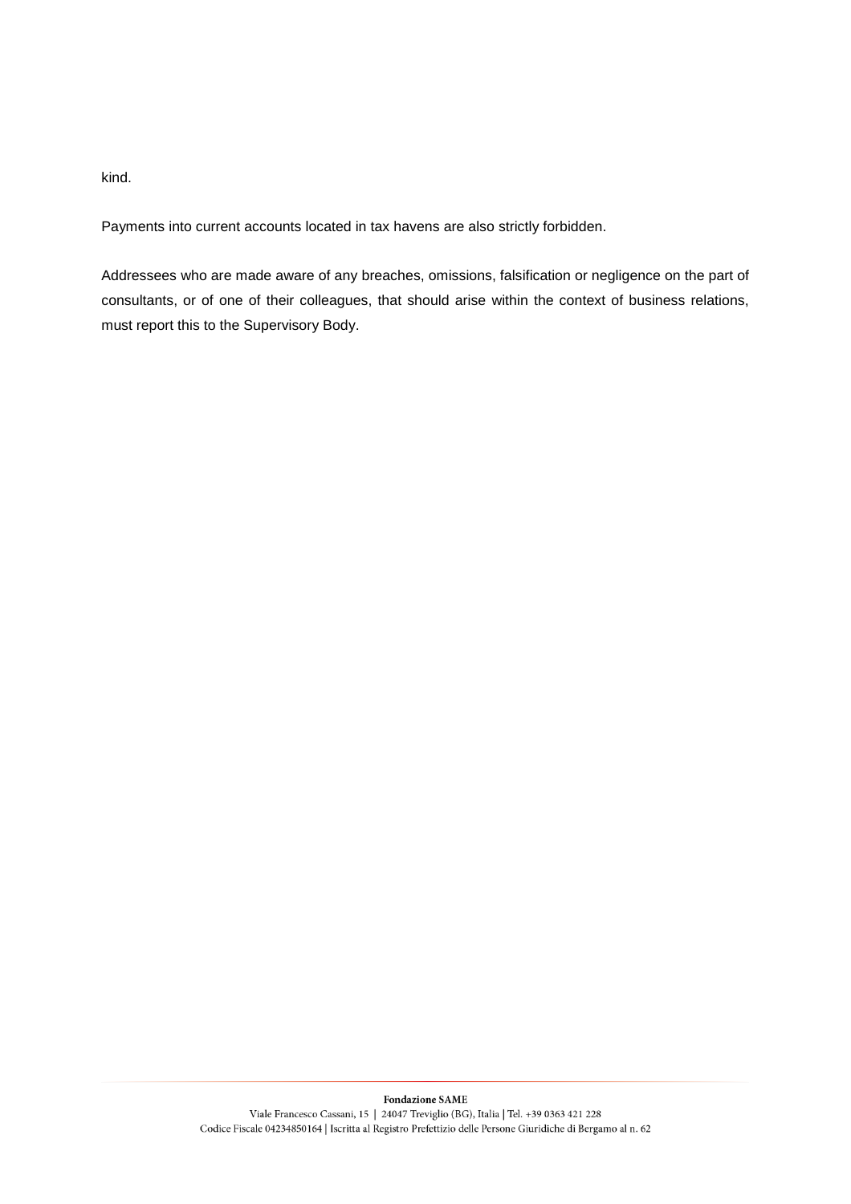kind.

Payments into current accounts located in tax havens are also strictly forbidden.

Addressees who are made aware of any breaches, omissions, falsification or negligence on the part of consultants, or of one of their colleagues, that should arise within the context of business relations, must report this to the Supervisory Body.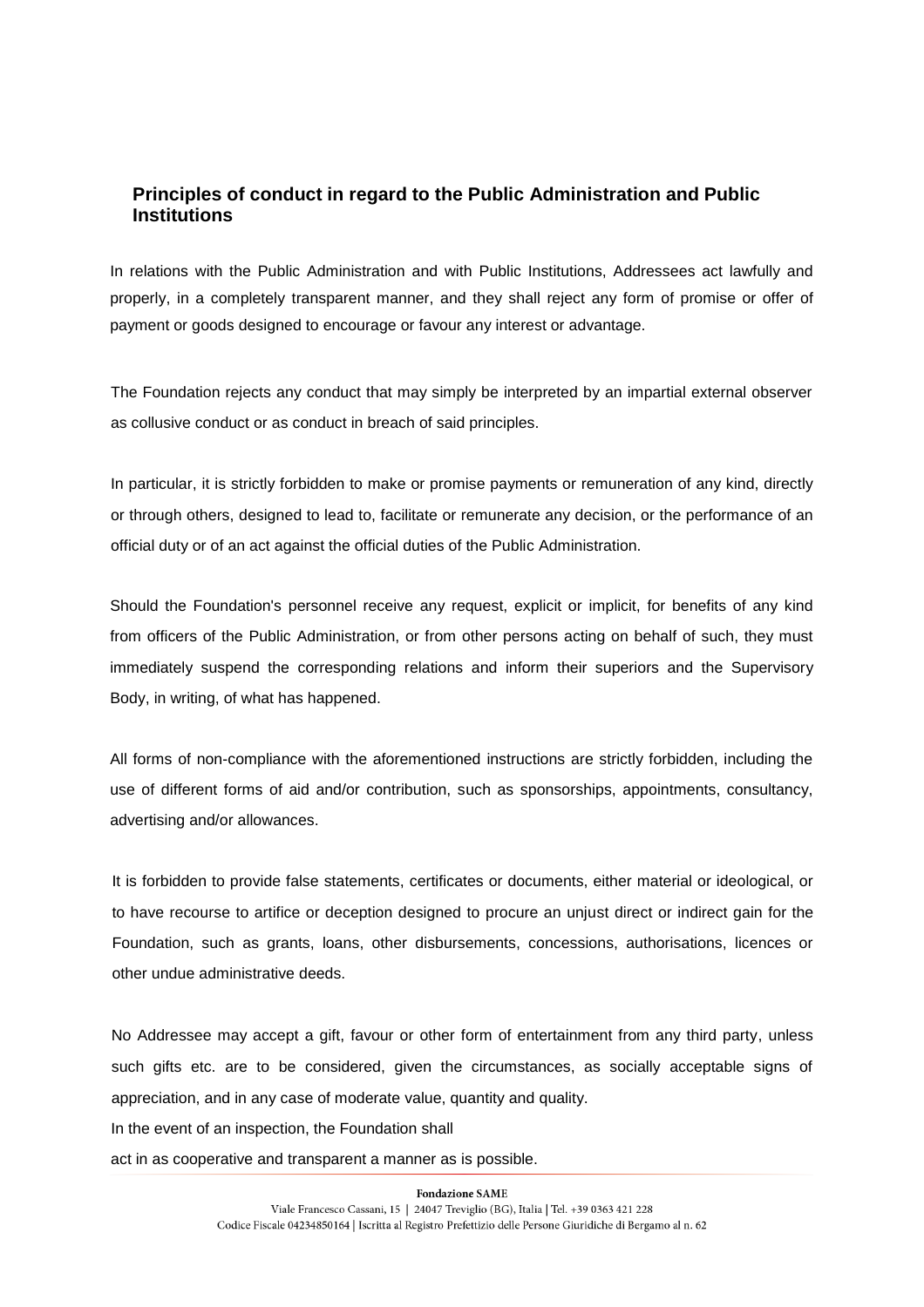## Principles of conduct in regard to the Public Administration and Public Institutions

In relations with the Public Administration and with Public Institutions, Addressees act lawfully and properly, in a completely transparent manner, and they shall reject any form of promise or offer of payment or goods designed to encourage or favour any interest or advantage.

The Foundation rejects any conduct that may simply be interpreted by an impartial external observer as collusive conduct or as conduct in breach of said principles.

In particular, it is strictly forbidden to make or promise payments or remuneration of any kind, directly or through others, designed to lead to, facilitate or remunerate any decision, or the performance of an official duty or of an act against the official duties of the Public Administration.

Should the Foundation's personnel receive any request, explicit or implicit, for benefits of any kind from officers of the Public Administration, or from other persons acting on behalf of such, they must immediately suspend the corresponding relations and inform their superiors and the Supervisory Body, in writing, of what has happened.

All forms of non-compliance with the aforementioned instructions are strictly forbidden, including the use of different forms of aid and/or contribution, such as sponsorships, appointments, consultancy, advertising and/or allowances.

It is forbidden to provide false statements, certificates or documents, either material or ideological, or to have recourse to artifice or deception designed to procure an unjust direct or indirect gain for the Foundation, such as grants, loans, other disbursements, concessions, authorisations, licences or other undue administrative deeds.

No Addressee may accept a gift, favour or other form of entertainment from any third party, unless such gifts etc. are to be considered, given the circumstances, as socially acceptable signs of appreciation, and in any case of moderate value, quantity and quality.

In the event of an inspection, the Foundation shall act in as cooperative and transparent a manner as is possible.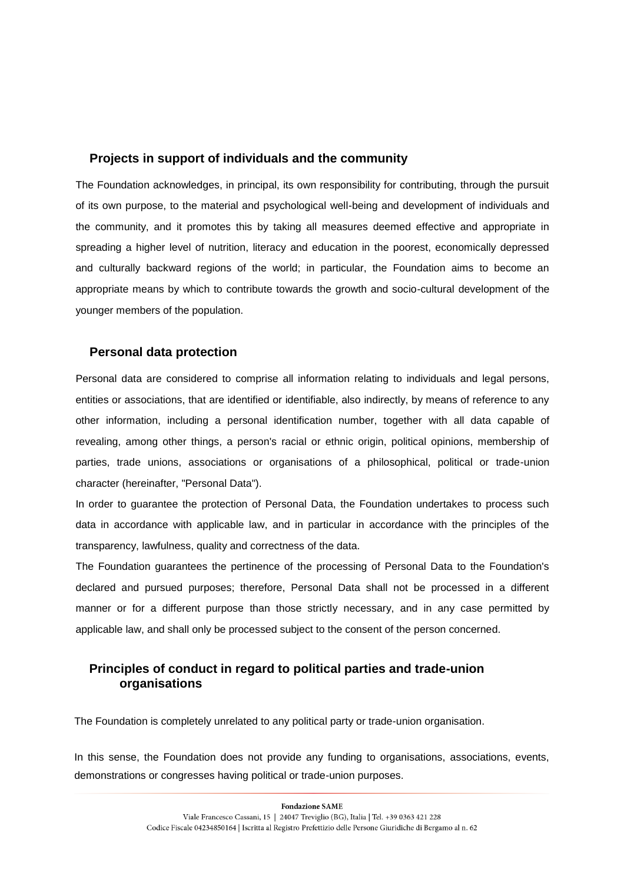## Projects in support of individuals and the community

The Foundation acknowledges, in principal, its own responsibility for contributing, through the pursuit of its own purpose, to the material and psychological well-being and development of individuals and the community, and it promotes this by taking all measures deemed effective and appropriate in spreading a higher level of nutrition, literacy and education in the poorest, economically depressed and culturally backward regions of the world; in particular, the Foundation aims to become an appropriate means by which to contribute towards the growth and socio-cultural development of the younger members of the population.

## Personal data protection

Personal data are considered to comprise all information relating to individuals and legal persons, entities or associations, that are identified or identifiable, also indirectly, by means of reference to any other information, including a personal identification number, together with all data capable of revealing, among other things, a person's racial or ethnic origin, political opinions, membership of parties, trade unions, associations or organisations of a philosophical, political or trade-union character (hereinafter, "Personal Data").

In order to guarantee the protection of Personal Data, the Foundation undertakes to process such data in accordance with applicable law, and in particular in accordance with the principles of the transparency, lawfulness, quality and correctness of the data.

The Foundation guarantees the pertinence of the processing of Personal Data to the Foundation's declared and pursued purposes; therefore, Personal Data shall not be processed in a different manner or for a different purpose than those strictly necessary, and in any case permitted by applicable law, and shall only be processed subject to the consent of the person concerned.

## Principles of conduct in regard to political parties and trade-union organisations

The Foundation is completely unrelated to any political party or trade-union organisation.

In this sense, the Foundation does not provide any funding to organisations, associations, events, demonstrations or congresses having political or trade-union purposes.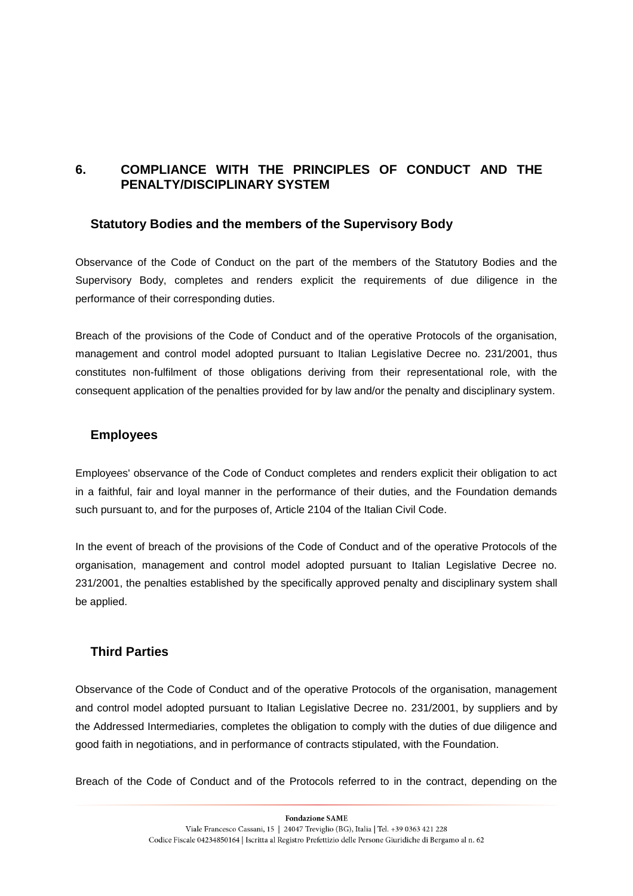# 6. COMPLIANCE WITH THE PRINCIPLES OF CONDUCT AND THE PENALTY/DISCIPLINARY SYSTEM

## Statutory Bodies and the members of the Supervisory Body

Observance of the Code of Conduct on the part of the members of the Statutory Bodies and the Supervisory Body, completes and renders explicit the requirements of due diligence in the performance of their corresponding duties.

Breach of the provisions of the Code of Conduct and of the operative Protocols of the organisation, management and control model adopted pursuant to Italian Legislative Decree no. 231/2001, thus constitutes non-fulfilment of those obligations deriving from their representational role, with the consequent application of the penalties provided for by law and/or the penalty and disciplinary system.

## Employees

Employees' observance of the Code of Conduct completes and renders explicit their obligation to act in a faithful, fair and loyal manner in the performance of their duties, and the Foundation demands such pursuant to, and for the purposes of, Article 2104 of the Italian Civil Code.

In the event of breach of the provisions of the Code of Conduct and of the operative Protocols of the organisation, management and control model adopted pursuant to Italian Legislative Decree no. 231/2001, the penalties established by the specifically approved penalty and disciplinary system shall be applied.

## Third Parties

Observance of the Code of Conduct and of the operative Protocols of the organisation, management and control model adopted pursuant to Italian Legislative Decree no. 231/2001, by suppliers and by the Addressed Intermediaries, completes the obligation to comply with the duties of due diligence and good faith in negotiations, and in performance of contracts stipulated, with the Foundation.

Breach of the Code of Conduct and of the Protocols referred to in the contract, depending on the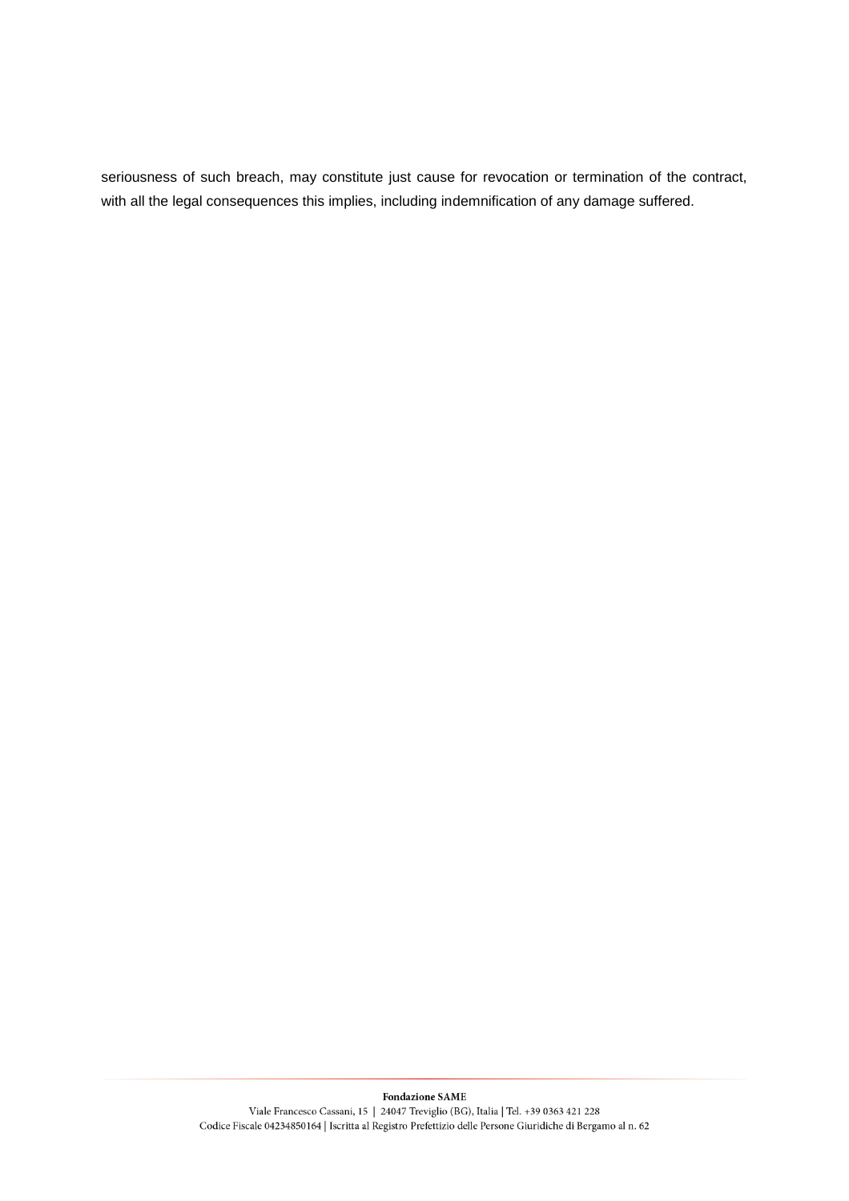seriousness of such breach, may constitute just cause for revocation or termination of the contract, with all the legal consequences this implies, including indemnification of any damage suffered.